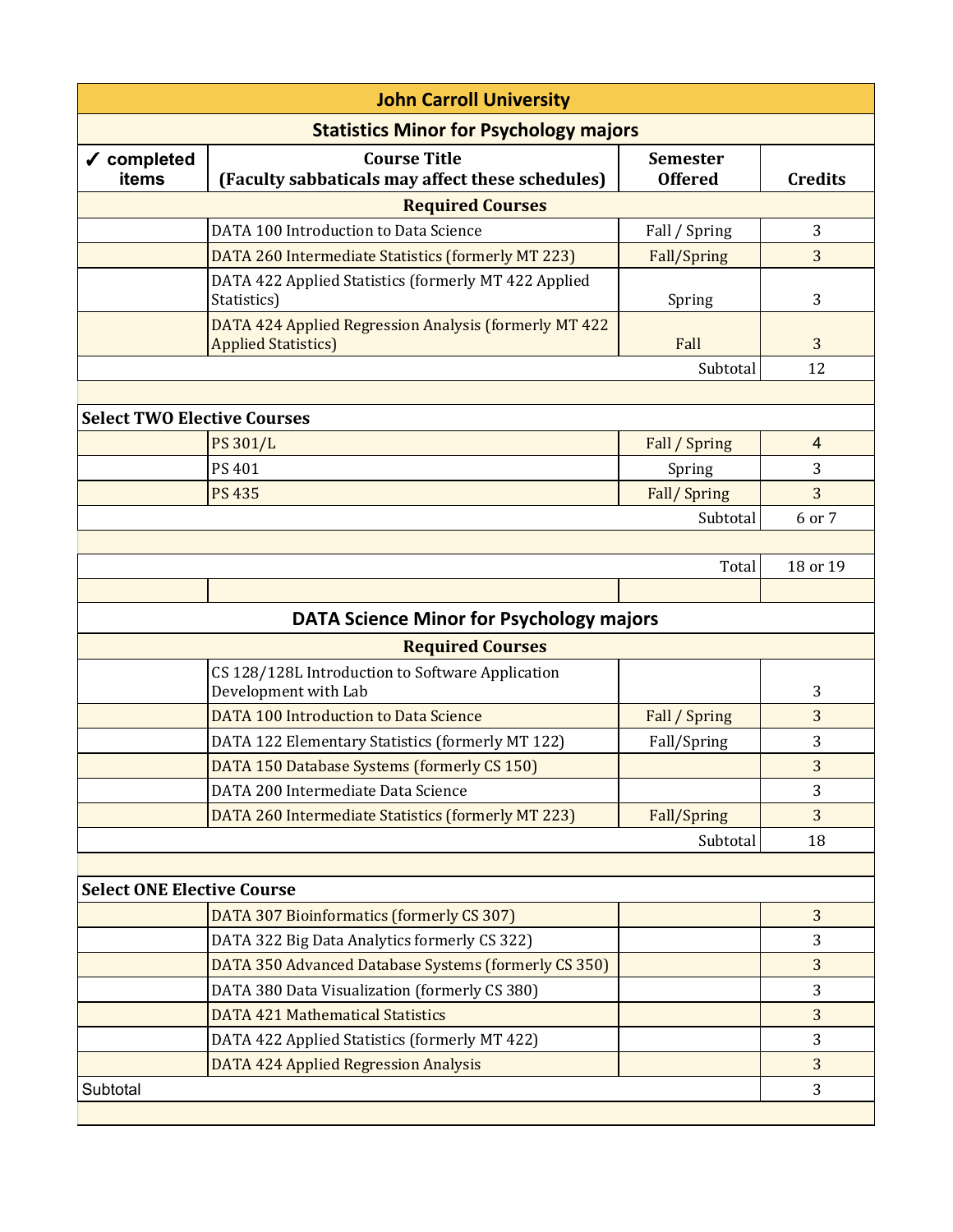# John Carroll University

## Statistics Minor for Psychology majors

| ✓ completed items | Course Title (Faculty sabbaticals may affect these schedules) | Semester Offered | Credits |
|---|---|---|---|
| | **Required Courses** | | |
| | DATA 100 Introduction to Data Science | Fall / Spring | 3 |
| | DATA 260 Intermediate Statistics (formerly MT 223) | Fall/Spring | 3 |
| | DATA 422 Applied Statistics (formerly MT 422 Applied Statistics) | Spring | 3 |
| | DATA 424 Applied Regression Analysis (formerly MT 422 Applied Statistics) | Fall | 3 |
| | | Subtotal | 12 |
| | | | |
| **Select TWO Elective Courses** | | | |
| | PS 301/L | Fall / Spring | 4 |
| | PS 401 | Spring | 3 |
| | PS 435 | Fall/ Spring | 3 |
| | | Subtotal | 6 or 7 |
| | | | |
| | | Total | 18 or 19 |

## DATA Science Minor for Psychology majors

| ✓ completed items | Course Title | Semester Offered | Credits |
|---|---|---|---|
| | **Required Courses** | | |
| | CS 128/128L Introduction to Software Application Development with Lab | | 3 |
| | DATA 100 Introduction to Data Science | Fall / Spring | 3 |
| | DATA 122 Elementary Statistics (formerly MT 122) | Fall/Spring | 3 |
| | DATA 150 Database Systems (formerly CS 150) | | 3 |
| | DATA 200 Intermediate Data Science | | 3 |
| | DATA 260 Intermediate Statistics (formerly MT 223) | Fall/Spring | 3 |
| | | Subtotal | 18 |
| | | | |
| **Select ONE Elective Course** | | | |
| | DATA 307 Bioinformatics (formerly CS 307) | | 3 |
| | DATA 322 Big Data Analytics formerly CS 322) | | 3 |
| | DATA 350 Advanced Database Systems (formerly CS 350) | | 3 |
| | DATA 380 Data Visualization (formerly CS 380) | | 3 |
| | DATA 421 Mathematical Statistics | | 3 |
| | DATA 422 Applied Statistics (formerly MT 422) | | 3 |
| | DATA 424 Applied Regression Analysis | | 3 |
| Subtotal | | | 3 |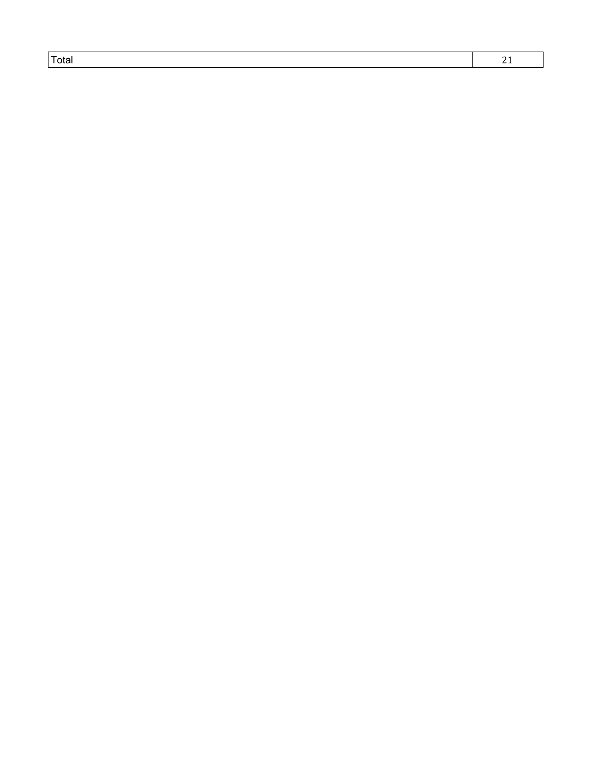| | |
|---|---|
| Total | 21 |